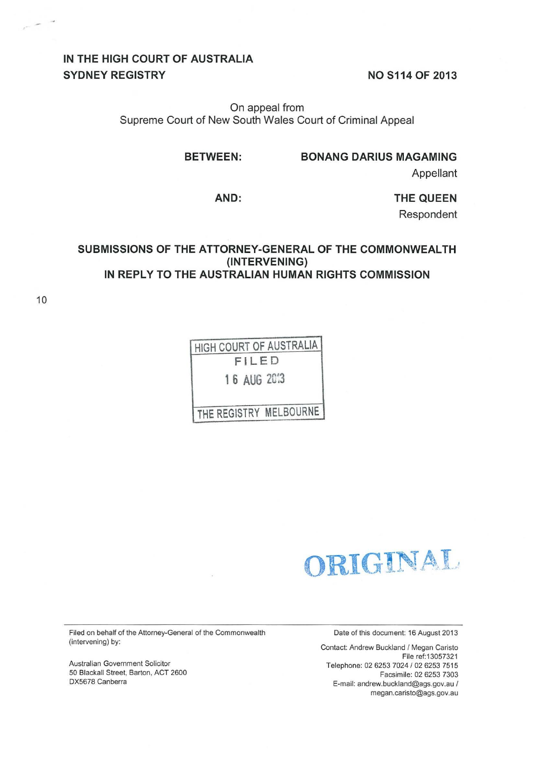**IN THE HIGH COURT OF AUSTRALIA**
**SYDNEY REGISTRY** **NO S114 OF 2013**

On appeal from
Supreme Court of New South Wales Court of Criminal Appeal

**BETWEEN:** **BONANG DARIUS MAGAMING**
Appellant

**AND:** **THE QUEEN**
Respondent

**SUBMISSIONS OF THE ATTORNEY-GENERAL OF THE COMMONWEALTH (INTERVENING) IN REPLY TO THE AUSTRALIAN HUMAN RIGHTS COMMISSION**

HIGH COURT OF AUSTRALIA
FILED
16 AUG 2013
THE REGISTRY MELBOURNE

ORIGINAL

Filed on behalf of the Attorney-General of the Commonwealth (intervening) by:

Australian Government Solicitor
50 Blackall Street, Barton, ACT 2600
DX5678 Canberra

Date of this document: 16 August 2013

Contact: Andrew Buckland / Megan Caristo
File ref:13057321
Telephone: 02 6253 7024 / 02 6253 7515
Facsimile: 02 6253 7303
E-mail: andrew.buckland@ags.gov.au / megan.caristo@ags.gov.au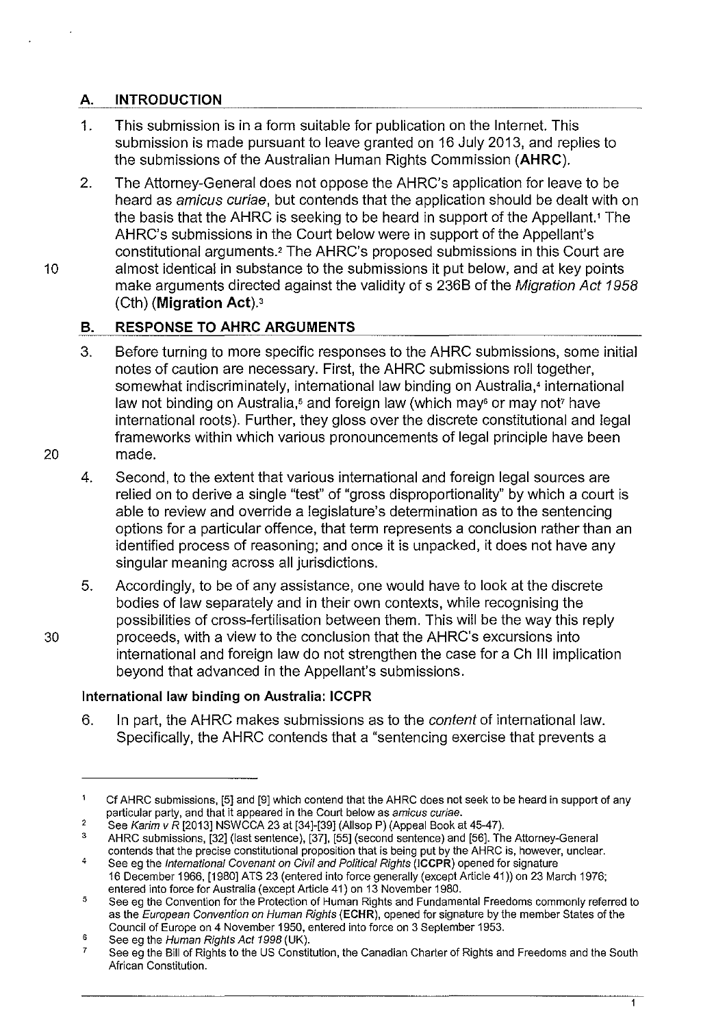## A. INTRODUCTION

1. This submission is in a form suitable for publication on the Internet. This submission is made pursuant to leave granted on 16 July 2013, and replies to the submissions of the Australian Human Rights Commission (**AHRC**).

2. The Attorney-General does not oppose the AHRC's application for leave to be heard as *amicus curiae*, but contends that the application should be dealt with on the basis that the AHRC is seeking to be heard in support of the Appellant.[1] The AHRC's submissions in the Court below were in support of the Appellant's constitutional arguments.[2] The AHRC's proposed submissions in this Court are almost identical in substance to the submissions it put below, and at key points make arguments directed against the validity of s 236B of the *Migration Act 1958* (Cth) (**Migration Act**).[3]

## B. RESPONSE TO AHRC ARGUMENTS

3. Before turning to more specific responses to the AHRC submissions, some initial notes of caution are necessary. First, the AHRC submissions roll together, somewhat indiscriminately, international law binding on Australia,[4] international law not binding on Australia,[5] and foreign law (which may[6] or may not[7] have international roots). Further, they gloss over the discrete constitutional and legal frameworks within which various pronouncements of legal principle have been made.

4. Second, to the extent that various international and foreign legal sources are relied on to derive a single "test" of "gross disproportionality" by which a court is able to review and override a legislature's determination as to the sentencing options for a particular offence, that term represents a conclusion rather than an identified process of reasoning; and once it is unpacked, it does not have any singular meaning across all jurisdictions.

5. Accordingly, to be of any assistance, one would have to look at the discrete bodies of law separately and in their own contexts, while recognising the possibilities of cross-fertilisation between them. This will be the way this reply proceeds, with a view to the conclusion that the AHRC's excursions into international and foreign law do not strengthen the case for a Ch III implication beyond that advanced in the Appellant's submissions.

### International law binding on Australia: ICCPR

6. In part, the AHRC makes submissions as to the *content* of international law. Specifically, the AHRC contends that a "sentencing exercise that prevents a

---

[1] Cf AHRC submissions, [5] and [9] which contend that the AHRC does not seek to be heard in support of any particular party, and that it appeared in the Court below as *amicus curiae*.

[2] See *Karim v R* [2013] NSWCCA 23 at [34]-[39] (Allsop P) (Appeal Book at 45-47).

[3] AHRC submissions, [32] (last sentence), [37], [55] (second sentence) and [56]. The Attorney-General contends that the precise constitutional proposition that is being put by the AHRC is, however, unclear.

[4] See eg the *International Covenant on Civil and Political Rights* (**ICCPR**) opened for signature 16 December 1966, [1980] ATS 23 (entered into force generally (except Article 41)) on 23 March 1976; entered into force for Australia (except Article 41) on 13 November 1980.

[5] See eg the Convention for the Protection of Human Rights and Fundamental Freedoms commonly referred to as the *European Convention on Human Rights* (**ECHR**), opened for signature by the member States of the Council of Europe on 4 November 1950, entered into force on 3 September 1953.

[6] See eg the *Human Rights Act 1998* (UK).

[7] See eg the Bill of Rights to the US Constitution, the Canadian Charter of Rights and Freedoms and the South African Constitution.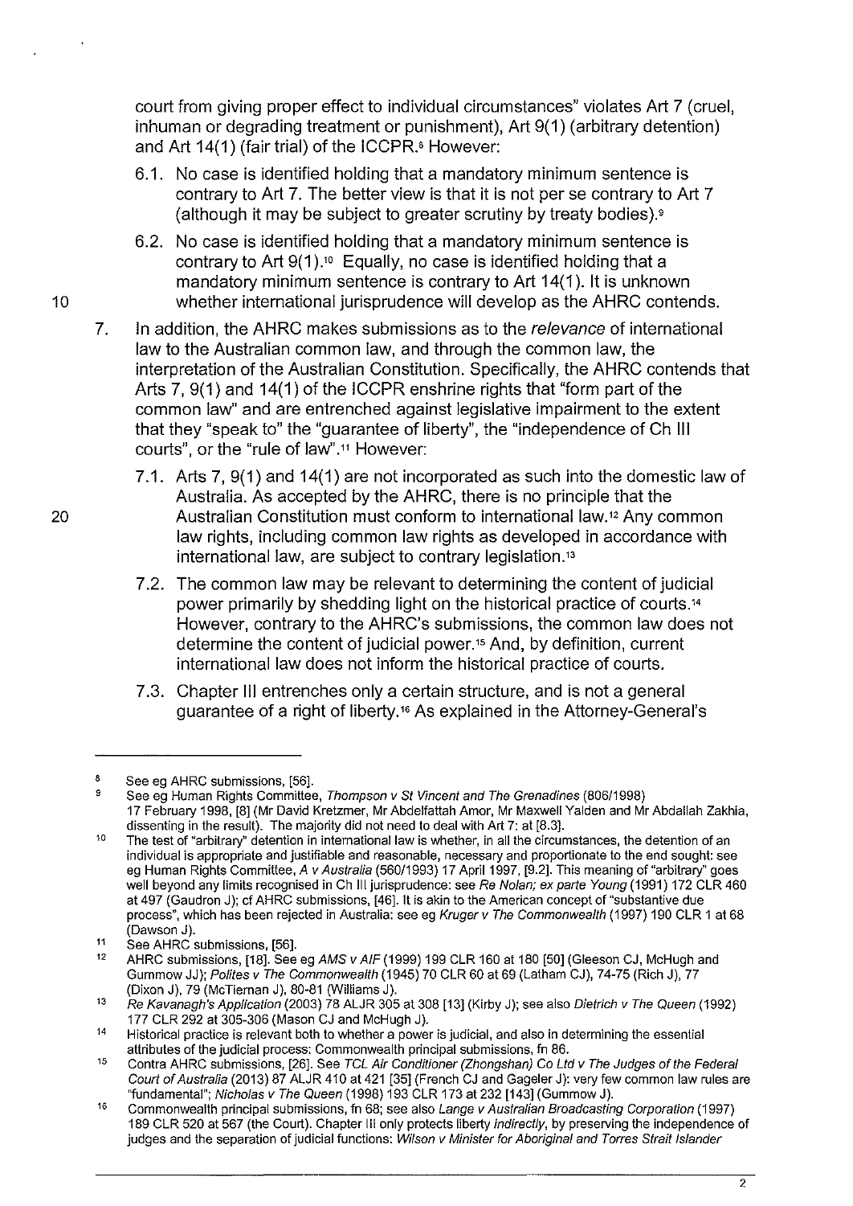court from giving proper effect to individual circumstances" violates Art 7 (cruel, inhuman or degrading treatment or punishment), Art 9(1) (arbitrary detention) and Art 14(1) (fair trial) of the ICCPR.[8] However:

6.1. No case is identified holding that a mandatory minimum sentence is contrary to Art 7. The better view is that it is not per se contrary to Art 7 (although it may be subject to greater scrutiny by treaty bodies).[9]

6.2. No case is identified holding that a mandatory minimum sentence is contrary to Art 9(1).[10] Equally, no case is identified holding that a mandatory minimum sentence is contrary to Art 14(1). It is unknown whether international jurisprudence will develop as the AHRC contends.

7. In addition, the AHRC makes submissions as to the *relevance* of international law to the Australian common law, and through the common law, the interpretation of the Australian Constitution. Specifically, the AHRC contends that Arts 7, 9(1) and 14(1) of the ICCPR enshrine rights that "form part of the common law" and are entrenched against legislative impairment to the extent that they "speak to" the "guarantee of liberty", the "independence of Ch III courts", or the "rule of law".[11] However:

7.1. Arts 7, 9(1) and 14(1) are not incorporated as such into the domestic law of Australia. As accepted by the AHRC, there is no principle that the Australian Constitution must conform to international law.[12] Any common law rights, including common law rights as developed in accordance with international law, are subject to contrary legislation.[13]

7.2. The common law may be relevant to determining the content of judicial power primarily by shedding light on the historical practice of courts.[14] However, contrary to the AHRC's submissions, the common law does not determine the content of judicial power.[15] And, by definition, current international law does not inform the historical practice of courts.

7.3. Chapter III entrenches only a certain structure, and is not a general guarantee of a right of liberty.[16] As explained in the Attorney-General's

---

[8] See eg AHRC submissions, [56].

[9] See eg Human Rights Committee, *Thompson v St Vincent and The Grenadines* (806/1998) 17 February 1998, [8] (Mr David Kretzmer, Mr Abdelfattah Amor, Mr Maxwell Yalden and Mr Abdallah Zakhia, dissenting in the result). The majority did not need to deal with Art 7: at [8.3].

[10] The test of "arbitrary" detention in international law is whether, in all the circumstances, the detention of an individual is appropriate and justifiable and reasonable, necessary and proportionate to the end sought: see eg Human Rights Committee, *A v Australia* (560/1993) 17 April 1997, [9.2]. This meaning of "arbitrary" goes well beyond any limits recognised in Ch III jurisprudence: see *Re Nolan; ex parte Young* (1991) 172 CLR 460 at 497 (Gaudron J); cf AHRC submissions, [46]. It is akin to the American concept of "substantive due process", which has been rejected in Australia: see eg *Kruger v The Commonwealth* (1997) 190 CLR 1 at 68 (Dawson J).

[11] See AHRC submissions, [56].

[12] AHRC submissions, [18]. See eg *AMS v AIF* (1999) 199 CLR 160 at 180 [50] (Gleeson CJ, McHugh and Gummow JJ); *Polites v The Commonwealth* (1945) 70 CLR 60 at 69 (Latham CJ), 74-75 (Rich J), 77 (Dixon J), 79 (McTiernan J), 80-81 (Williams J).

[13] *Re Kavanagh's Application* (2003) 78 ALJR 305 at 308 [13] (Kirby J); see also *Dietrich v The Queen* (1992) 177 CLR 292 at 305-306 (Mason CJ and McHugh J).

[14] Historical practice is relevant both to whether a power is judicial, and also in determining the essential attributes of the judicial process: Commonwealth principal submissions, fn 86.

[15] Contra AHRC submissions, [26]. See *TCL Air Conditioner (Zhongshan) Co Ltd v The Judges of the Federal Court of Australia* (2013) 87 ALJR 410 at 421 [35] (French CJ and Gageler J): very few common law rules are "fundamental"; *Nicholas v The Queen* (1998) 193 CLR 173 at 232 [143] (Gummow J).

[16] Commonwealth principal submissions, fn 68; see also *Lange v Australian Broadcasting Corporation* (1997) 189 CLR 520 at 567 (the Court). Chapter III only protects liberty *indirectly*, by preserving the independence of judges and the separation of judicial functions: *Wilson v Minister for Aboriginal and Torres Strait Islander*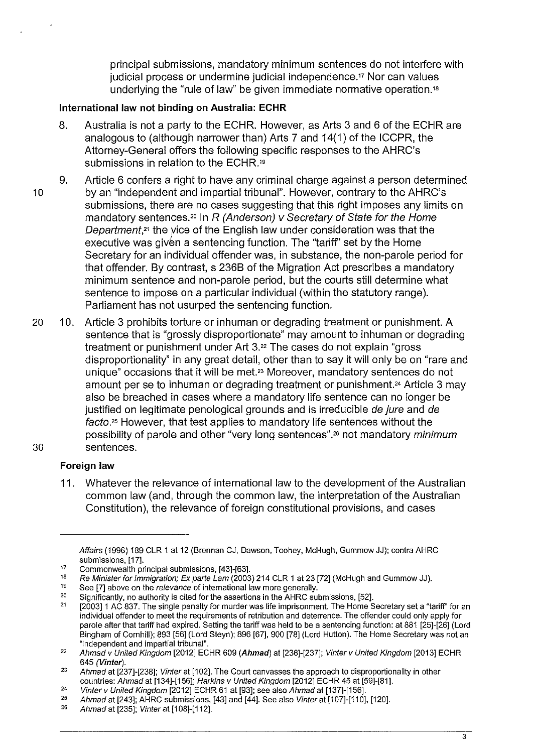principal submissions, mandatory minimum sentences do not interfere with judicial process or undermine judicial independence.[17] Nor can values underlying the "rule of law" be given immediate normative operation.[18]

### International law not binding on Australia: ECHR

8. Australia is not a party to the ECHR. However, as Arts 3 and 6 of the ECHR are analogous to (although narrower than) Arts 7 and 14(1) of the ICCPR, the Attorney-General offers the following specific responses to the AHRC's submissions in relation to the ECHR.[19]

9. Article 6 confers a right to have any criminal charge against a person determined by an "independent and impartial tribunal". However, contrary to the AHRC's submissions, there are no cases suggesting that this right imposes any limits on mandatory sentences.[20] In *R (Anderson) v Secretary of State for the Home Department*,[21] the vice of the English law under consideration was that the executive was given a sentencing function. The "tariff" set by the Home Secretary for an individual offender was, in substance, the non-parole period for that offender. By contrast, s 236B of the Migration Act prescribes a mandatory minimum sentence and non-parole period, but the courts still determine what sentence to impose on a particular individual (within the statutory range). Parliament has not usurped the sentencing function.

10. Article 3 prohibits torture or inhuman or degrading treatment or punishment. A sentence that is "grossly disproportionate" may amount to inhuman or degrading treatment or punishment under Art 3.[22] The cases do not explain "gross disproportionality" in any great detail, other than to say it will only be on "rare and unique" occasions that it will be met.[23] Moreover, mandatory sentences do not amount per se to inhuman or degrading treatment or punishment.[24] Article 3 may also be breached in cases where a mandatory life sentence can no longer be justified on legitimate penological grounds and is irreducible *de jure* and *de facto*.[25] However, that test applies to mandatory life sentences without the possibility of parole and other "very long sentences",[26] not mandatory *minimum* sentences.

### Foreign law

11. Whatever the relevance of international law to the development of the Australian common law (and, through the common law, the interpretation of the Australian Constitution), the relevance of foreign constitutional provisions, and cases

---

*Affairs* (1996) 189 CLR 1 at 12 (Brennan CJ, Dawson, Toohey, McHugh, Gummow JJ); contra AHRC submissions, [17].

[17] Commonwealth principal submissions, [43]-[63].

[18] *Re Minister for Immigration; Ex parte Lam* (2003) 214 CLR 1 at 23 [72] (McHugh and Gummow JJ).

[19] See [7] above on the *relevance* of international law more generally.

[20] Significantly, no authority is cited for the assertions in the AHRC submissions, [52].

[21] [2003] 1 AC 837. The single penalty for murder was life imprisonment. The Home Secretary set a "tariff" for an individual offender to meet the requirements of retribution and deterrence. The offender could only apply for parole after that tariff had expired. Setting the tariff was held to be a sentencing function: at 881 [25]-[26] (Lord Bingham of Cornhill); 893 [56] (Lord Steyn); 896 [67], 900 [78] (Lord Hutton). The Home Secretary was not an "independent and impartial tribunal".

[22] *Ahmad v United Kingdom* [2012] ECHR 609 (***Ahmad***) at [236]-[237]; *Vinter v United Kingdom* [2013] ECHR 645 (***Vinter***).

[23] *Ahmad* at [237]-[238]; *Vinter* at [102]. The Court canvasses the approach to disproportionality in other countries: *Ahmad* at [134]-[156]; *Harkins v United Kingdom* [2012] ECHR 45 at [59]-[81].

[24] *Vinter v United Kingdom* [2012] ECHR 61 at [93]; see also *Ahmad* at [137]-[156].

[25] *Ahmad* at [243]; AHRC submissions, [43] and [44]. See also *Vinter* at [107]-[110], [120].

[26] *Ahmad* at [235]; *Vinter* at [108]-[112].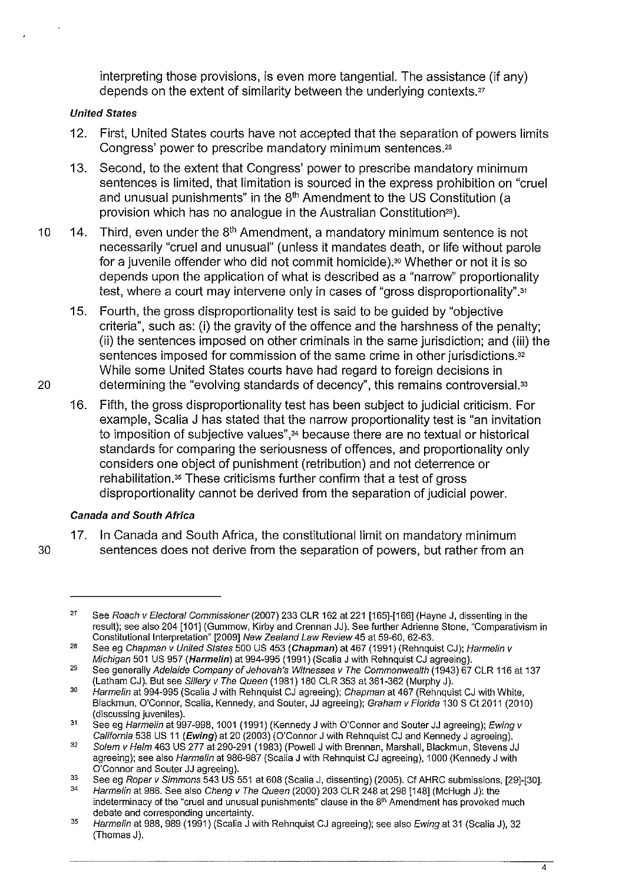interpreting those provisions, is even more tangential. The assistance (if any) depends on the extent of similarity between the underlying contexts.[27]

***United States***

12. First, United States courts have not accepted that the separation of powers limits Congress' power to prescribe mandatory minimum sentences.[28]

13. Second, to the extent that Congress' power to prescribe mandatory minimum sentences is limited, that limitation is sourced in the express prohibition on "cruel and unusual punishments" in the 8th Amendment to the US Constitution (a provision which has no analogue in the Australian Constitution[29]).

14. Third, even under the 8th Amendment, a mandatory minimum sentence is not necessarily "cruel and unusual" (unless it mandates death, or life without parole for a juvenile offender who did not commit homicide).[30] Whether or not it is so depends upon the application of what is described as a "narrow" proportionality test, where a court may intervene only in cases of "gross disproportionality".[31]

15. Fourth, the gross disproportionality test is said to be guided by "objective criteria", such as: (i) the gravity of the offence and the harshness of the penalty; (ii) the sentences imposed on other criminals in the same jurisdiction; and (iii) the sentences imposed for commission of the same crime in other jurisdictions.[32] While some United States courts have had regard to foreign decisions in determining the "evolving standards of decency", this remains controversial.[33]

16. Fifth, the gross disproportionality test has been subject to judicial criticism. For example, Scalia J has stated that the narrow proportionality test is "an invitation to imposition of subjective values",[34] because there are no textual or historical standards for comparing the seriousness of offences, and proportionality only considers one object of punishment (retribution) and not deterrence or rehabilitation.[35] These criticisms further confirm that a test of gross disproportionality cannot be derived from the separation of judicial power.

***Canada and South Africa***

17. In Canada and South Africa, the constitutional limit on mandatory minimum sentences does not derive from the separation of powers, but rather from an

---

[27] See *Roach v Electoral Commissioner* (2007) 233 CLR 162 at 221 [165]-[166] (Hayne J, dissenting in the result); see also 204 [101] (Gummow, Kirby and Crennan JJ). See further Adrienne Stone, "Comparativism in Constitutional Interpretation" [2009] *New Zealand Law Review* 45 at 59-60, 62-63.

[28] See eg *Chapman v United States* 500 US 453 (***Chapman***) at 467 (1991) (Rehnquist CJ); *Harmelin v Michigan* 501 US 957 (***Harmelin***) at 994-995 (1991) (Scalia J with Rehnquist CJ agreeing).

[29] See generally *Adelaide Company of Jehovah's Witnesses v The Commonwealth* (1943) 67 CLR 116 at 137 (Latham CJ). But see *Sillery v The Queen* (1981) 180 CLR 353 at 361-362 (Murphy J).

[30] *Harmelin* at 994-995 (Scalia J with Rehnquist CJ agreeing); *Chapman* at 467 (Rehnquist CJ with White, Blackmun, O'Connor, Scalia, Kennedy, and Souter, JJ agreeing); *Graham v Florida* 130 S Ct 2011 (2010) (discussing juveniles).

[31] See eg *Harmelin* at 997-998, 1001 (1991) (Kennedy J with O'Connor and Souter JJ agreeing); *Ewing v California* 538 US 11 (***Ewing***) at 20 (2003) (O'Connor J with Rehnquist CJ and Kennedy J agreeing).

[32] *Solem v Helm* 463 US 277 at 290-291 (1983) (Powell J with Brennan, Marshall, Blackmun, Stevens JJ agreeing); see also *Harmelin* at 986-987 (Scalia J with Rehnquist CJ agreeing), 1000 (Kennedy J with O'Connor and Souter JJ agreeing).

[33] See eg *Roper v Simmons* 543 US 551 at 608 (Scalia J, dissenting) (2005). Cf AHRC submissions, [29]-[30].

[34] *Harmelin* at 986. See also *Cheng v The Queen* (2000) 203 CLR 248 at 298 [148] (McHugh J): the indeterminacy of the "cruel and unusual punishments" clause in the 8th Amendment has provoked much debate and corresponding uncertainty.

[35] *Harmelin* at 988, 989 (1991) (Scalia J with Rehnquist CJ agreeing); see also *Ewing* at 31 (Scalia J), 32 (Thomas J).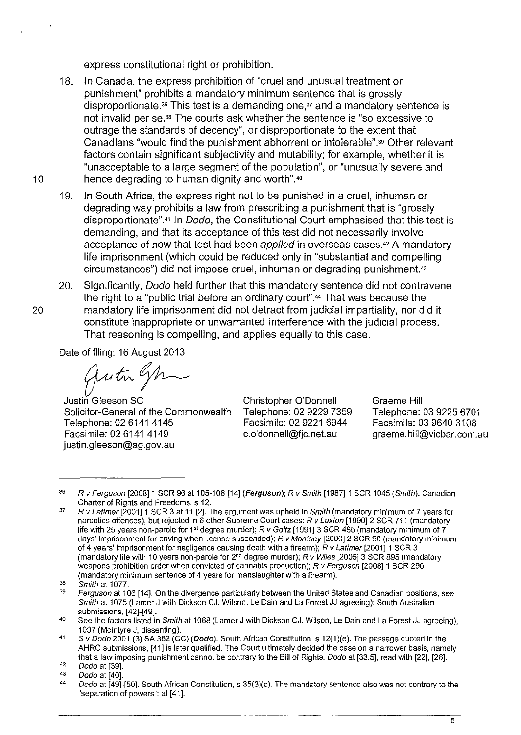express constitutional right or prohibition.

18. In Canada, the express prohibition of "cruel and unusual treatment or punishment" prohibits a mandatory minimum sentence that is grossly disproportionate.[36] This test is a demanding one,[37] and a mandatory sentence is not invalid per se.[38] The courts ask whether the sentence is "so excessive to outrage the standards of decency", or disproportionate to the extent that Canadians "would find the punishment abhorrent or intolerable".[39] Other relevant factors contain significant subjectivity and mutability; for example, whether it is "unacceptable to a large segment of the population", or "unusually severe and hence degrading to human dignity and worth".[40]

19. In South Africa, the express right not to be punished in a cruel, inhuman or degrading way prohibits a law from prescribing a punishment that is "grossly disproportionate".[41] In *Dodo*, the Constitutional Court emphasised that this test is demanding, and that its acceptance of this test did not necessarily involve acceptance of how that test had been *applied* in overseas cases.[42] A mandatory life imprisonment (which could be reduced only in "substantial and compelling circumstances") did not impose cruel, inhuman or degrading punishment.[43]

20. Significantly, *Dodo* held further that this mandatory sentence did not contravene the right to a "public trial before an ordinary court".[44] That was because the mandatory life imprisonment did not detract from judicial impartiality, nor did it constitute inappropriate or unwarranted interference with the judicial process. That reasoning is compelling, and applies equally to this case.

Date of filing: 16 August 2013

Justin Gleeson SC
Solicitor-General of the Commonwealth
Telephone: 02 6141 4145
Facsimile: 02 6141 4149
justin.gleeson@ag.gov.au

Christopher O'Donnell
Telephone: 02 9229 7359
Facsimile: 02 9221 6944
c.o'donnell@fjc.net.au

Graeme Hill
Telephone: 03 9225 6701
Facsimile: 03 9640 3108
graeme.hill@vicbar.com.au

---

36 *R v Ferguson* [2008] 1 SCR 96 at 105-106 [14] (***Ferguson***); *R v Smith* [1987] 1 SCR 1045 (*Smith*). Canadian Charter of Rights and Freedoms, s 12.

37 *R v Latimer* [2001] 1 SCR 3 at 11 [2]. The argument was upheld in *Smith* (mandatory minimum of 7 years for narcotics offences), but rejected in 6 other Supreme Court cases: *R v Luxton* [1990] 2 SCR 711 (mandatory life with 25 years non-parole for 1st degree murder); *R v Goltz* [1991] 3 SCR 485 (mandatory minimum of 7 days' imprisonment for driving when license suspended); *R v Morrisey* [2000] 2 SCR 90 (mandatory minimum of 4 years' imprisonment for negligence causing death with a firearm); *R v Latimer* [2001] 1 SCR 3 (mandatory life with 10 years non-parole for 2nd degree murder); *R v Wiles* [2005] 3 SCR 895 (mandatory weapons prohibition order when convicted of cannabis production); *R v Ferguson* [2008] 1 SCR 296 (mandatory minimum sentence of 4 years for manslaughter with a firearm).

38 *Smith* at 1077.

39 *Ferguson* at 106 [14]. On the divergence particularly between the United States and Canadian positions, see *Smith* at 1075 (Lamer J with Dickson CJ, Wilson, Le Dain and La Forest JJ agreeing); South Australian submissions, [42]-[49].

40 See the factors listed in *Smith* at 1068 (Lamer J with Dickson CJ, Wilson, Le Dain and La Forest JJ agreeing), 1097 (McIntyre J, dissenting).

41 *S v Dodo* 2001 (3) SA 382 (CC) (***Dodo***). South African Constitution, s 12(1)(e). The passage quoted in the AHRC submissions, [41] is later qualified. The Court ultimately decided the case on a narrower basis, namely that a law imposing punishment cannot be contrary to the Bill of Rights. *Dodo* at [33.5], read with [22], [26].

42 *Dodo* at [39].

43 *Dodo* at [40].

44 *Dodo* at [49]-[50]. South African Constitution, s 35(3)(c). The mandatory sentence also was not contrary to the "separation of powers": at [41].